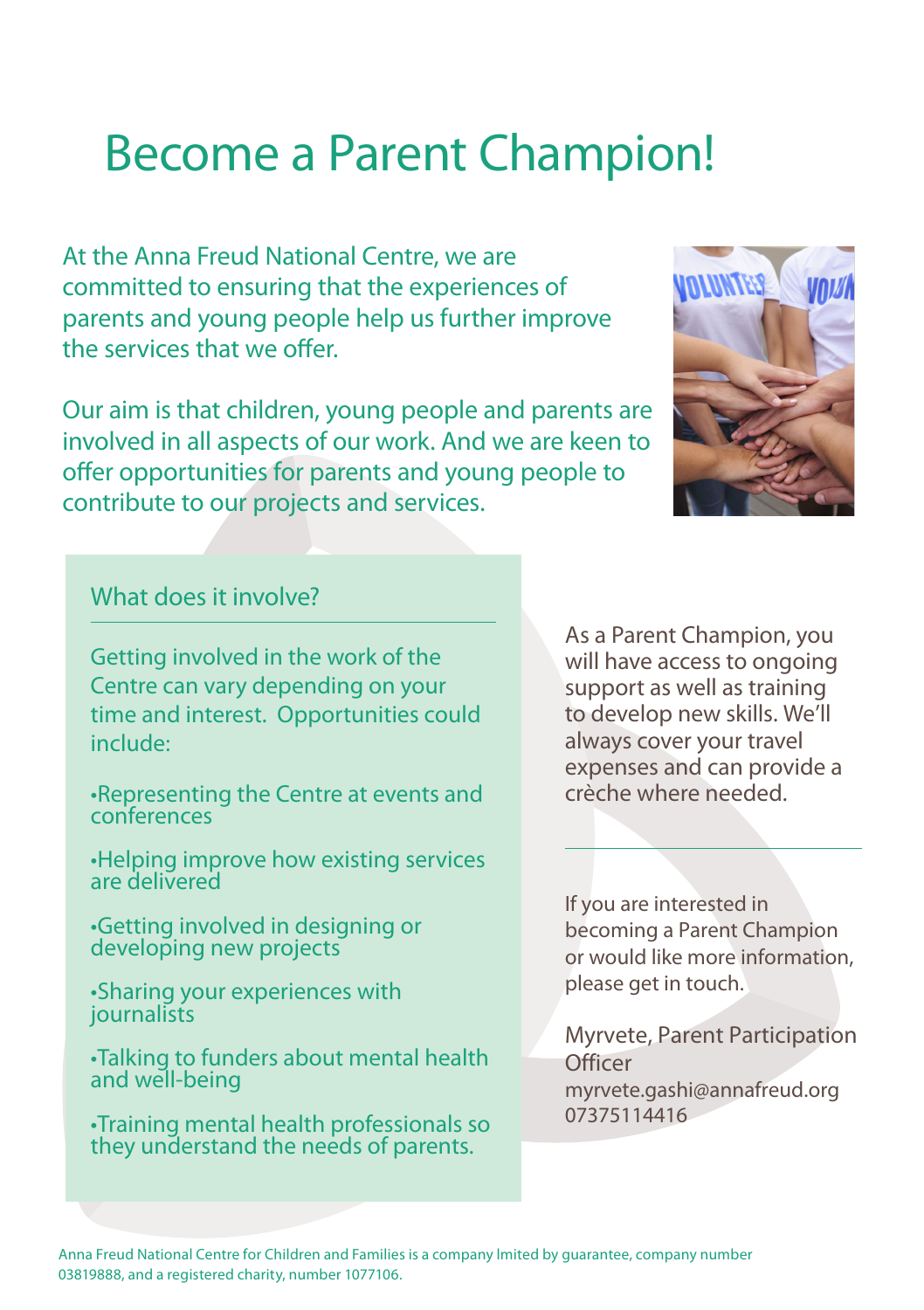# Become a Parent Champion!

At the Anna Freud National Centre, we are committed to ensuring that the experiences of parents and young people help us further improve the services that we offer.

Our aim is that children, young people and parents are involved in all aspects of our work. And we are keen to offer opportunities for parents and young people to contribute to our projects and services.

## What does it involve?

Getting involved in the work of the Centre can vary depending on your time and interest. Opportunities could include:

- Representing the Centre at events and conferences
- Helping improve how existing services are delivered
- Getting involved in designing or developing new projects
- Sharing your experiences with journalists
- Talking to funders about mental health and well-being
- Training mental health professionals so they understand the needs of parents.

As a Parent Champion, you will have access to ongoing support as well as training to develop new skills. We'll always cover your travel expenses and can provide a crèche where needed.

---

If you are interested in becoming a Parent Champion or would like more information, please get in touch.

Myrvete, Parent Participation Officer
myrvete.gashi@annafreud.org
07375114416

Anna Freud National Centre for Children and Families is a company lmited by guarantee, company number 03819888, and a registered charity, number 1077106.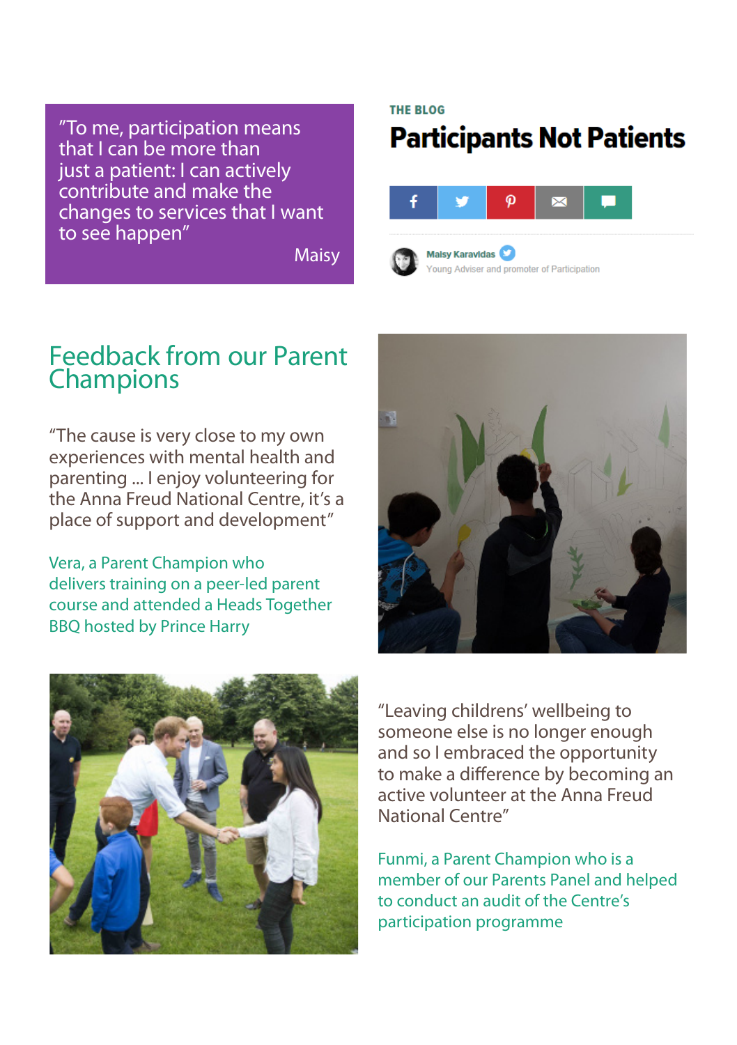"To me, participation means that I can be more than just a patient: I can actively contribute and make the changes to services that I want to see happen"

Maisy

THE BLOG

# Participants Not Patients

Maisy Karavidas
Young Adviser and promoter of Participation

## Feedback from our Parent Champions

"The cause is very close to my own experiences with mental health and parenting ... I enjoy volunteering for the Anna Freud National Centre, it's a place of support and development"

Vera, a Parent Champion who delivers training on a peer-led parent course and attended a Heads Together BBQ hosted by Prince Harry

"Leaving childrens' wellbeing to someone else is no longer enough and so I embraced the opportunity to make a difference by becoming an active volunteer at the Anna Freud National Centre"

Funmi, a Parent Champion who is a member of our Parents Panel and helped to conduct an audit of the Centre's participation programme